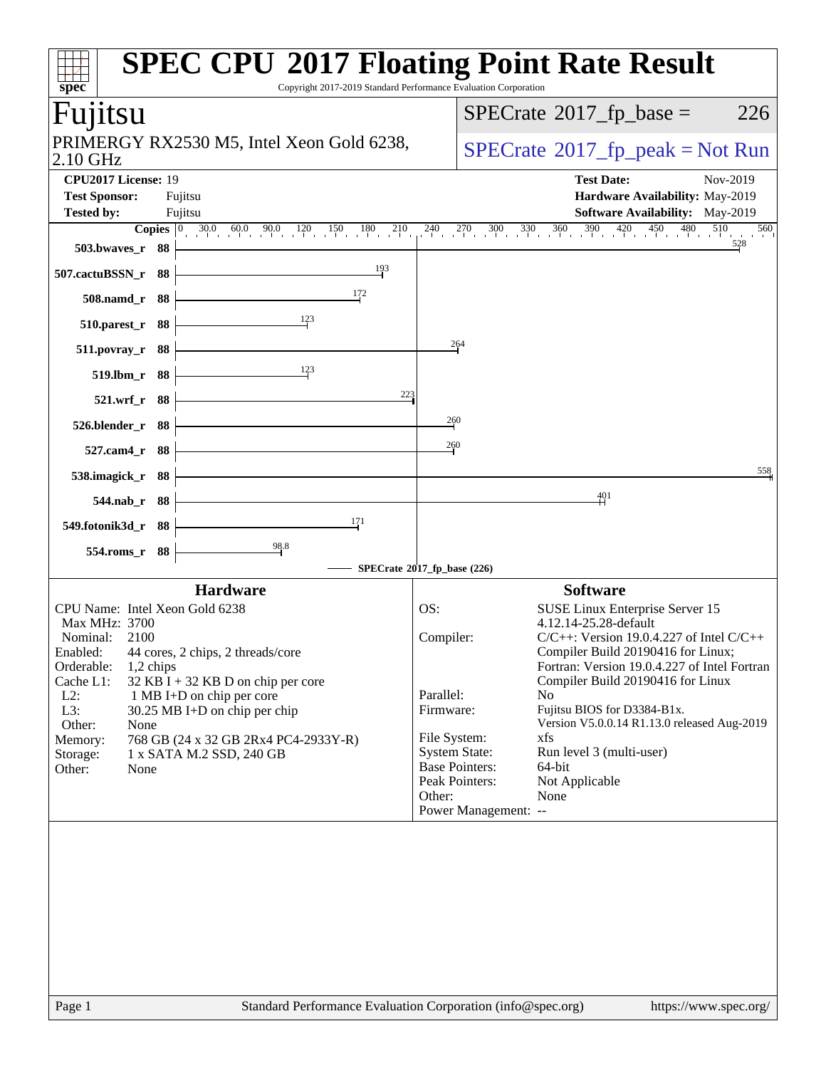# SPEC CPU 2017 Floating Point Rate Result

Copyright 2017-2019 Standard Performance Evaluation Corporation

## Fujitsu

PRIMERGY RX2530 M5, Intel Xeon Gold 6238, 2.10 GHz

SPECrate 2017_fp_base = 226

SPECrate 2017_fp_peak = Not Run

**CPU2017 License:** 19
**Test Sponsor:** Fujitsu
**Tested by:** Fujitsu

**Test Date:** Nov-2019
**Hardware Availability:** May-2019
**Software Availability:** May-2019

| Benchmark | Copies | SPECrate 2017_fp_base (226) |
|---|---|---|
| 503.bwaves_r | 88 | 528 |
| 507.cactuBSSN_r | 88 | 193 |
| 508.namd_r | 88 | 172 |
| 510.parest_r | 88 | 123 |
| 511.povray_r | 88 | 264 |
| 519.lbm_r | 88 | 123 |
| 521.wrf_r | 88 | 223 |
| 526.blender_r | 88 | 260 |
| 527.cam4_r | 88 | 260 |
| 538.imagick_r | 88 | 558 |
| 544.nab_r | 88 | 401 |
| 549.fotonik3d_r | 88 | 171 |
| 554.roms_r | 88 | 98.8 |

### Hardware

CPU Name: Intel Xeon Gold 6238
Max MHz: 3700
Nominal: 2100
Enabled: 44 cores, 2 chips, 2 threads/core
Orderable: 1,2 chips
Cache L1: 32 KB I + 32 KB D on chip per core
L2: 1 MB I+D on chip per core
L3: 30.25 MB I+D on chip per chip
Other: None
Memory: 768 GB (24 x 32 GB 2Rx4 PC4-2933Y-R)
Storage: 1 x SATA M.2 SSD, 240 GB
Other: None

### Software

OS: SUSE Linux Enterprise Server 15
4.12.14-25.28-default
Compiler: C/C++: Version 19.0.4.227 of Intel C/C++ Compiler Build 20190416 for Linux;
Fortran: Version 19.0.4.227 of Intel Fortran Compiler Build 20190416 for Linux
Parallel: No
Firmware: Fujitsu BIOS for D3384-B1x. Version V5.0.0.14 R1.13.0 released Aug-2019
File System: xfs
System State: Run level 3 (multi-user)
Base Pointers: 64-bit
Peak Pointers: Not Applicable
Other: None
Power Management: --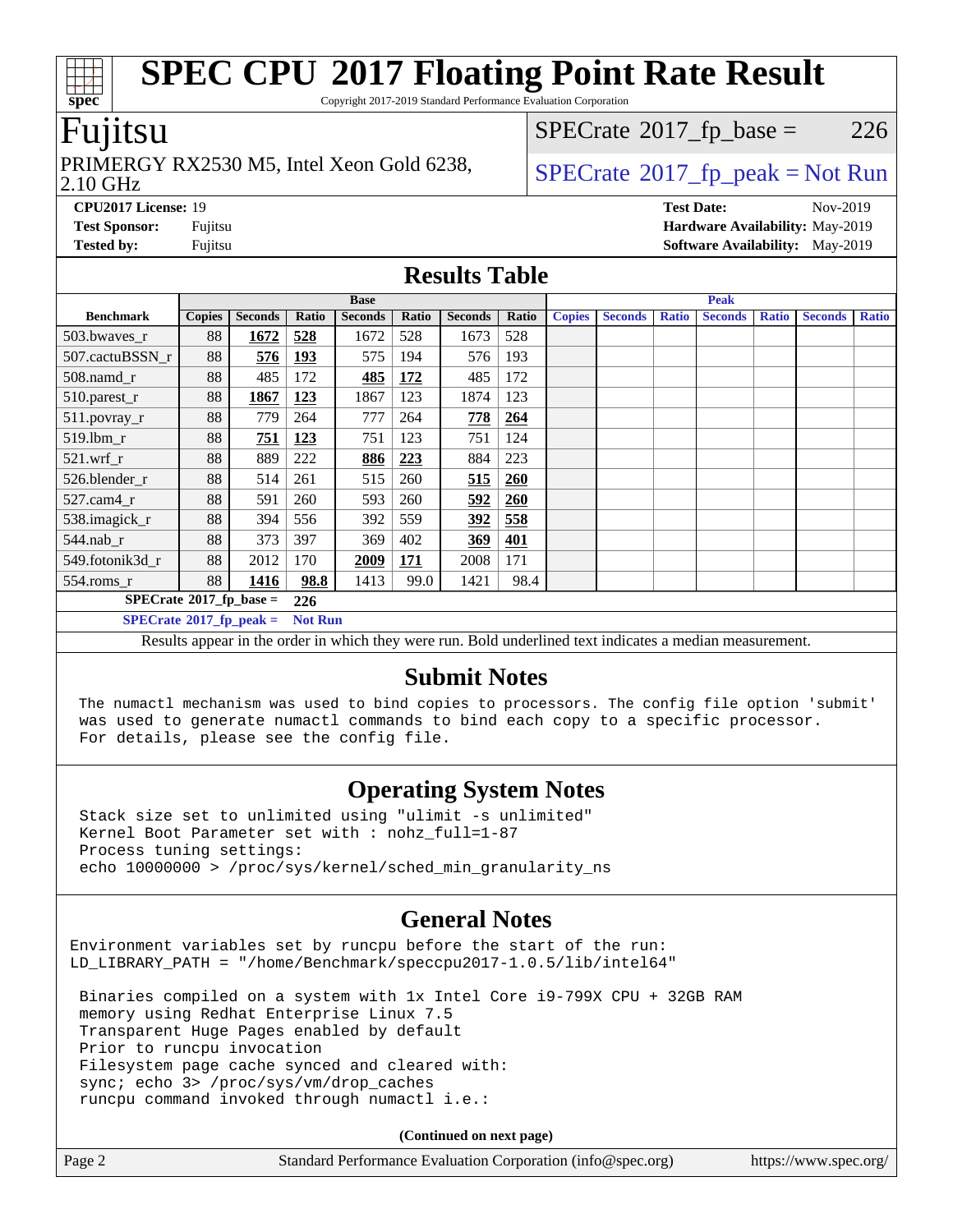# SPEC CPU 2017 Floating Point Rate Result

Copyright 2017-2019 Standard Performance Evaluation Corporation

## Fujitsu

PRIMERGY RX2530 M5, Intel Xeon Gold 6238, 2.10 GHz

SPECrate 2017_fp_base = 226

SPECrate 2017_fp_peak = Not Run

**CPU2017 License:** 19
**Test Sponsor:** Fujitsu
**Tested by:** Fujitsu

**Test Date:** Nov-2019
**Hardware Availability:** May-2019
**Software Availability:** May-2019

## Results Table

| | Base | | | | | | | Peak | | | | | | |
|---|---|---|---|---|---|---|---|---|---|---|---|---|---|---|
| **Benchmark** | **Copies** | **Seconds** | **Ratio** | **Seconds** | **Ratio** | **Seconds** | **Ratio** | **Copies** | **Seconds** | **Ratio** | **Seconds** | **Ratio** | **Seconds** | **Ratio** |
| 503.bwaves_r | 88 | **1672** | **528** | 1672 | 528 | 1673 | 528 | | | | | | | |
| 507.cactuBSSN_r | 88 | **576** | **193** | 575 | 194 | 576 | 193 | | | | | | | |
| 508.namd_r | 88 | 485 | 172 | **485** | **172** | 485 | 172 | | | | | | | |
| 510.parest_r | 88 | **1867** | **123** | 1867 | 123 | 1874 | 123 | | | | | | | |
| 511.povray_r | 88 | 779 | 264 | 777 | 264 | **778** | **264** | | | | | | | |
| 519.lbm_r | 88 | **751** | **123** | 751 | 123 | 751 | 124 | | | | | | | |
| 521.wrf_r | 88 | 889 | 222 | **886** | **223** | 884 | 223 | | | | | | | |
| 526.blender_r | 88 | 514 | 261 | 515 | 260 | **515** | **260** | | | | | | | |
| 527.cam4_r | 88 | 591 | 260 | 593 | 260 | **592** | **260** | | | | | | | |
| 538.imagick_r | 88 | 394 | 556 | 392 | 559 | **392** | **558** | | | | | | | |
| 544.nab_r | 88 | 373 | 397 | 369 | 402 | **369** | **401** | | | | | | | |
| 549.fotonik3d_r | 88 | 2012 | 170 | **2009** | **171** | 2008 | 171 | | | | | | | |
| 554.roms_r | 88 | **1416** | **98.8** | 1413 | 99.0 | 1421 | 98.4 | | | | | | | |

**SPECrate 2017_fp_base = 226**

**SPECrate 2017_fp_peak = Not Run**

Results appear in the order in which they were run. Bold underlined text indicates a median measurement.

## Submit Notes

```
The numactl mechanism was used to bind copies to processors. The config file option 'submit'
was used to generate numactl commands to bind each copy to a specific processor.
For details, please see the config file.
```

## Operating System Notes

```
Stack size set to unlimited using "ulimit -s unlimited"
Kernel Boot Parameter set with : nohz_full=1-87
Process tuning settings:
echo 10000000 > /proc/sys/kernel/sched_min_granularity_ns
```

## General Notes

```
Environment variables set by runcpu before the start of the run:
LD_LIBRARY_PATH = "/home/Benchmark/speccpu2017-1.0.5/lib/intel64"

 Binaries compiled on a system with 1x Intel Core i9-799X CPU + 32GB RAM
 memory using Redhat Enterprise Linux 7.5
 Transparent Huge Pages enabled by default
 Prior to runcpu invocation
 Filesystem page cache synced and cleared with:
 sync; echo 3> /proc/sys/vm/drop_caches
 runcpu command invoked through numactl i.e.:
```

**(Continued on next page)**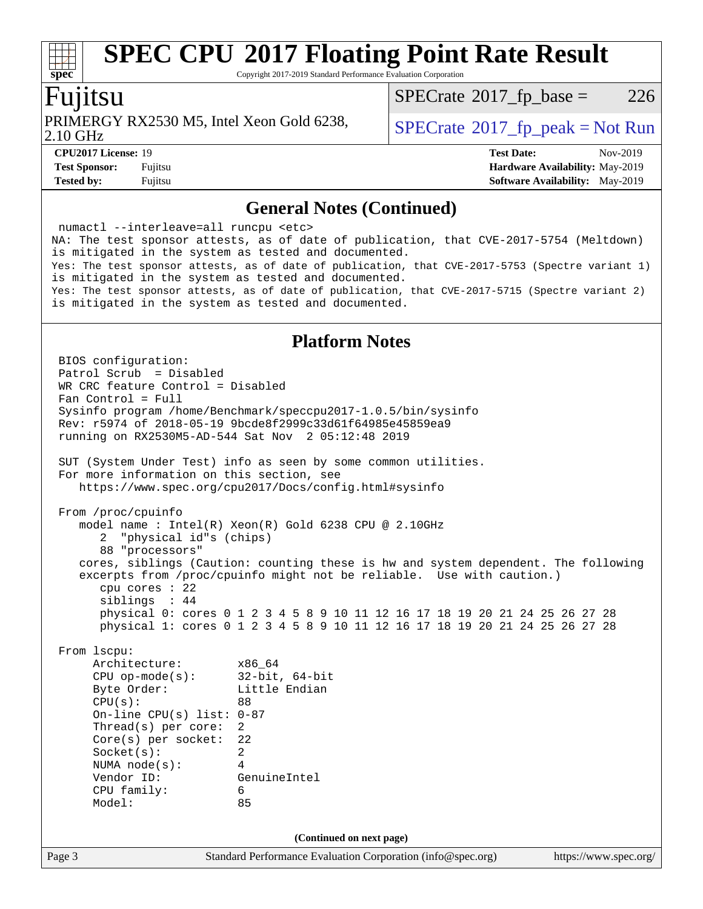# SPEC CPU 2017 Floating Point Rate Result

Copyright 2017-2019 Standard Performance Evaluation Corporation

## Fujitsu

PRIMERGY RX2530 M5, Intel Xeon Gold 6238, 2.10 GHz

SPECrate 2017_fp_base = 226

SPECrate 2017_fp_peak = Not Run

**CPU2017 License:** 19
**Test Sponsor:** Fujitsu
**Tested by:** Fujitsu

**Test Date:** Nov-2019
**Hardware Availability:** May-2019
**Software Availability:** May-2019

### General Notes (Continued)

```
numactl --interleave=all runcpu <etc>
NA: The test sponsor attests, as of date of publication, that CVE-2017-5754 (Meltdown)
is mitigated in the system as tested and documented.
Yes: The test sponsor attests, as of date of publication, that CVE-2017-5753 (Spectre variant 1)
is mitigated in the system as tested and documented.
Yes: The test sponsor attests, as of date of publication, that CVE-2017-5715 (Spectre variant 2)
is mitigated in the system as tested and documented.
```

### Platform Notes

```
BIOS configuration:
Patrol Scrub  = Disabled
WR CRC feature Control = Disabled
Fan Control = Full
Sysinfo program /home/Benchmark/speccpu2017-1.0.5/bin/sysinfo
Rev: r5974 of 2018-05-19 9bcde8f2999c33d61f64985e45859ea9
running on RX2530M5-AD-544 Sat Nov  2 05:12:48 2019

SUT (System Under Test) info as seen by some common utilities.
For more information on this section, see
   https://www.spec.org/cpu2017/Docs/config.html#sysinfo

From /proc/cpuinfo
   model name : Intel(R) Xeon(R) Gold 6238 CPU @ 2.10GHz
      2  "physical id"s (chips)
      88 "processors"
   cores, siblings (Caution: counting these is hw and system dependent. The following
   excerpts from /proc/cpuinfo might not be reliable.  Use with caution.)
      cpu cores : 22
      siblings  : 44
      physical 0: cores 0 1 2 3 4 5 8 9 10 11 12 16 17 18 19 20 21 24 25 26 27 28
      physical 1: cores 0 1 2 3 4 5 8 9 10 11 12 16 17 18 19 20 21 24 25 26 27 28

From lscpu:
     Architecture:          x86_64
     CPU op-mode(s):        32-bit, 64-bit
     Byte Order:            Little Endian
     CPU(s):                88
     On-line CPU(s) list:   0-87
     Thread(s) per core:    2
     Core(s) per socket:    22
     Socket(s):             2
     NUMA node(s):          4
     Vendor ID:             GenuineIntel
     CPU family:            6
     Model:                 85
```

**(Continued on next page)**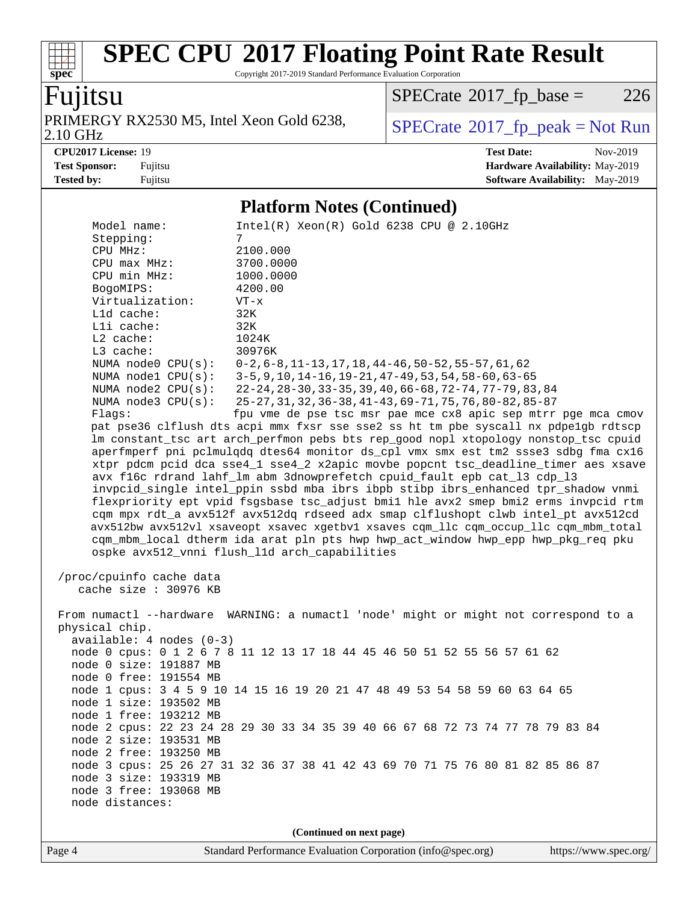## Platform Notes (Continued)

```
     Model name:          Intel(R) Xeon(R) Gold 6238 CPU @ 2.10GHz
     Stepping:            7
     CPU MHz:             2100.000
     CPU max MHz:         3700.0000
     CPU min MHz:         1000.0000
     BogoMIPS:            4200.00
     Virtualization:      VT-x
     L1d cache:           32K
     L1i cache:           32K
     L2 cache:            1024K
     L3 cache:            30976K
     NUMA node0 CPU(s):   0-2,6-8,11-13,17,18,44-46,50-52,55-57,61,62
     NUMA node1 CPU(s):   3-5,9,10,14-16,19-21,47-49,53,54,58-60,63-65
     NUMA node2 CPU(s):   22-24,28-30,33-35,39,40,66-68,72-74,77-79,83,84
     NUMA node3 CPU(s):   25-27,31,32,36-38,41-43,69-71,75,76,80-82,85-87
     Flags:               fpu vme de pse tsc msr pae mce cx8 apic sep mtrr pge mca cmov
     pat pse36 clflush dts acpi mmx fxsr sse sse2 ss ht tm pbe syscall nx pdpe1gb rdtscp
     lm constant_tsc art arch_perfmon pebs bts rep_good nopl xtopology nonstop_tsc cpuid
     aperfmperf pni pclmulqdq dtes64 monitor ds_cpl vmx smx est tm2 ssse3 sdbg fma cx16
     xtpr pdcm pcid dca sse4_1 sse4_2 x2apic movbe popcnt tsc_deadline_timer aes xsave
     avx f16c rdrand lahf_lm abm 3dnowprefetch cpuid_fault epb cat_l3 cdp_l3
     invpcid_single intel_ppin ssbd mba ibrs ibpb stibp ibrs_enhanced tpr_shadow vnmi
     flexpriority ept vpid fsgsbase tsc_adjust bmi1 hle avx2 smep bmi2 erms invpcid rtm
     cqm mpx rdt_a avx512f avx512dq rdseed adx smap clflushopt clwb intel_pt avx512cd
     avx512bw avx512vl xsaveopt xsavec xgetbv1 xsaves cqm_llc cqm_occup_llc cqm_mbm_total
     cqm_mbm_local dtherm ida arat pln pts hwp hwp_act_window hwp_epp hwp_pkg_req pku
     ospke avx512_vnni flush_l1d arch_capabilities

 /proc/cpuinfo cache data
    cache size : 30976 KB

 From numactl --hardware  WARNING: a numactl 'node' might or might not correspond to a
 physical chip.
   available: 4 nodes (0-3)
   node 0 cpus: 0 1 2 6 7 8 11 12 13 17 18 44 45 46 50 51 52 55 56 57 61 62
   node 0 size: 191887 MB
   node 0 free: 191554 MB
   node 1 cpus: 3 4 5 9 10 14 15 16 19 20 21 47 48 49 53 54 58 59 60 63 64 65
   node 1 size: 193502 MB
   node 1 free: 193212 MB
   node 2 cpus: 22 23 24 28 29 30 33 34 35 39 40 66 67 68 72 73 74 77 78 79 83 84
   node 2 size: 193531 MB
   node 2 free: 193250 MB
   node 3 cpus: 25 26 27 31 32 36 37 38 41 42 43 69 70 71 75 76 80 81 82 85 86 87
   node 3 size: 193319 MB
   node 3 free: 193068 MB
   node distances:
```

**(Continued on next page)**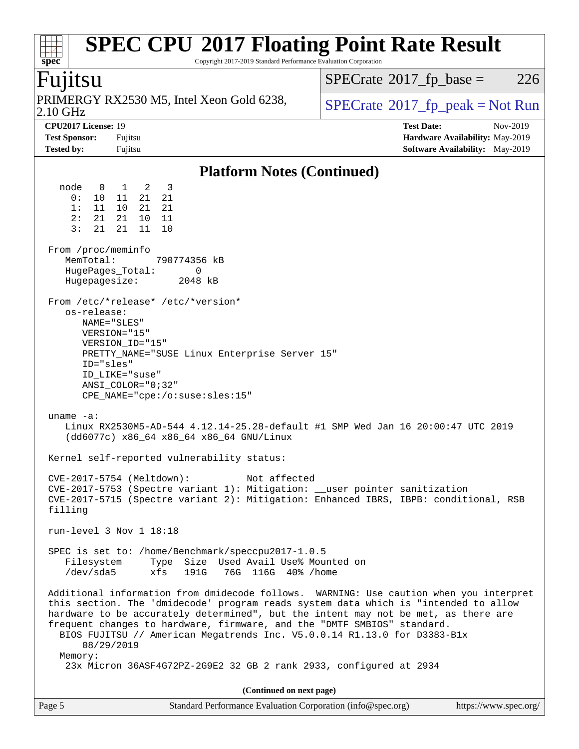# SPEC CPU 2017 Floating Point Rate Result

Copyright 2017-2019 Standard Performance Evaluation Corporation

## Fujitsu

PRIMERGY RX2530 M5, Intel Xeon Gold 6238, 2.10 GHz

SPECrate 2017_fp_base = 226

SPECrate 2017_fp_peak = Not Run

**CPU2017 License:** 19
**Test Sponsor:** Fujitsu
**Tested by:** Fujitsu

**Test Date:** Nov-2019
**Hardware Availability:** May-2019
**Software Availability:** May-2019

### Platform Notes (Continued)

```
  node   0   1   2   3
    0:  10  11  21  21
    1:  11  10  21  21
    2:  21  21  10  11
    3:  21  21  11  10

 From /proc/meminfo
    MemTotal:       790774356 kB
    HugePages_Total:       0
    Hugepagesize:       2048 kB

 From /etc/*release* /etc/*version*
    os-release:
       NAME="SLES"
       VERSION="15"
       VERSION_ID="15"
       PRETTY_NAME="SUSE Linux Enterprise Server 15"
       ID="sles"
       ID_LIKE="suse"
       ANSI_COLOR="0;32"
       CPE_NAME="cpe:/o:suse:sles:15"

 uname -a:
    Linux RX2530M5-AD-544 4.12.14-25.28-default #1 SMP Wed Jan 16 20:00:47 UTC 2019
    (dd6077c) x86_64 x86_64 x86_64 GNU/Linux

 Kernel self-reported vulnerability status:

 CVE-2017-5754 (Meltdown):          Not affected
 CVE-2017-5753 (Spectre variant 1): Mitigation: __user pointer sanitization
 CVE-2017-5715 (Spectre variant 2): Mitigation: Enhanced IBRS, IBPB: conditional, RSB
 filling

 run-level 3 Nov 1 18:18

 SPEC is set to: /home/Benchmark/speccpu2017-1.0.5
    Filesystem     Type  Size  Used Avail Use% Mounted on
    /dev/sda5      xfs   191G   76G  116G  40% /home

 Additional information from dmidecode follows.  WARNING: Use caution when you interpret
 this section. The 'dmidecode' program reads system data which is "intended to allow
 hardware to be accurately determined", but the intent may not be met, as there are
 frequent changes to hardware, firmware, and the "DMTF SMBIOS" standard.
   BIOS FUJITSU // American Megatrends Inc. V5.0.0.14 R1.13.0 for D3383-B1x
       08/29/2019
   Memory:
    23x Micron 36ASF4G72PZ-2G9E2 32 GB 2 rank 2933, configured at 2934
```

(Continued on next page)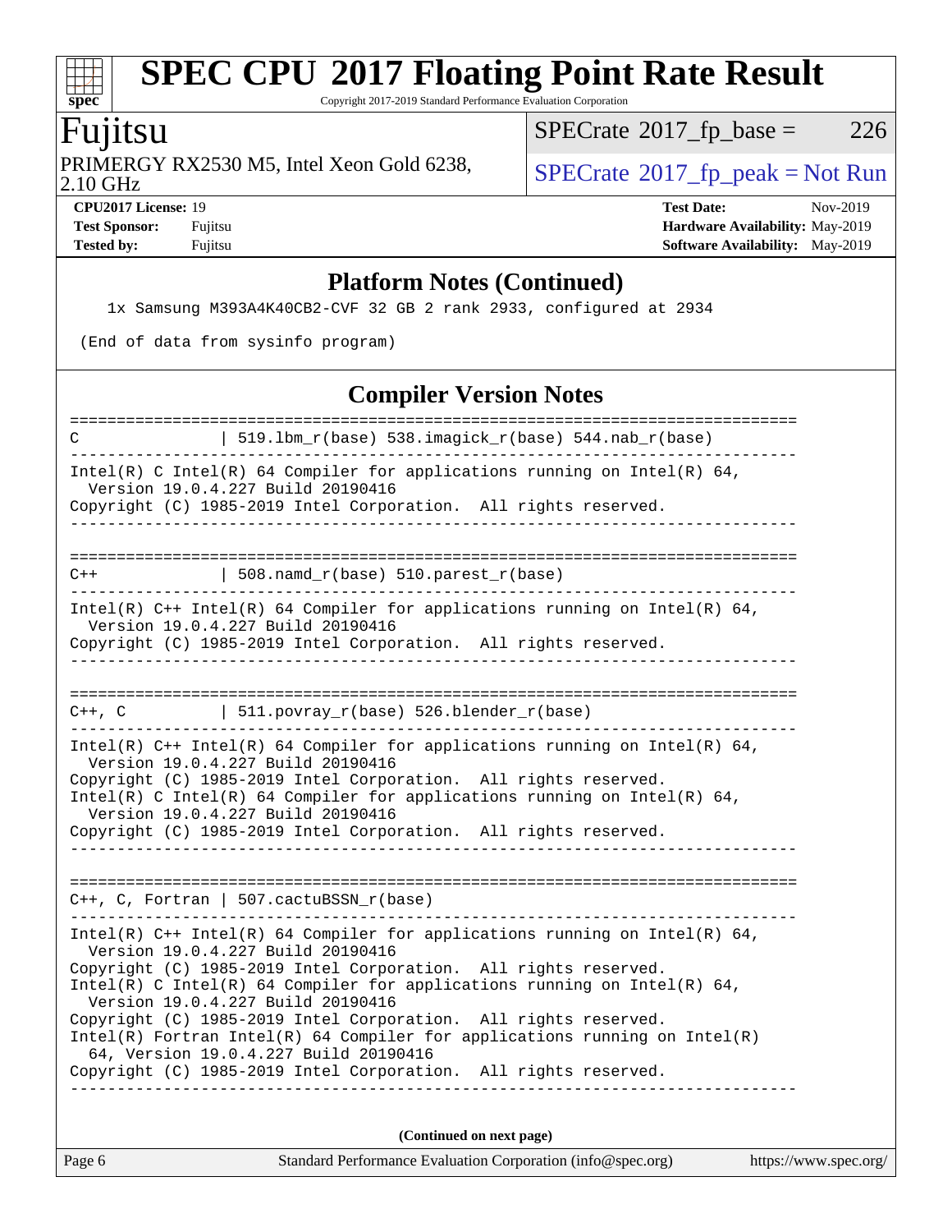## Platform Notes (Continued)

```
    1x Samsung M393A4K40CB2-CVF 32 GB 2 rank 2933, configured at 2934

 (End of data from sysinfo program)
```

## Compiler Version Notes

```
==============================================================================
C               | 519.lbm_r(base) 538.imagick_r(base) 544.nab_r(base)
------------------------------------------------------------------------------
Intel(R) C Intel(R) 64 Compiler for applications running on Intel(R) 64,
  Version 19.0.4.227 Build 20190416
Copyright (C) 1985-2019 Intel Corporation.  All rights reserved.
------------------------------------------------------------------------------

==============================================================================
C++             | 508.namd_r(base) 510.parest_r(base)
------------------------------------------------------------------------------
Intel(R) C++ Intel(R) 64 Compiler for applications running on Intel(R) 64,
  Version 19.0.4.227 Build 20190416
Copyright (C) 1985-2019 Intel Corporation.  All rights reserved.
------------------------------------------------------------------------------

==============================================================================
C++, C          | 511.povray_r(base) 526.blender_r(base)
------------------------------------------------------------------------------
Intel(R) C++ Intel(R) 64 Compiler for applications running on Intel(R) 64,
  Version 19.0.4.227 Build 20190416
Copyright (C) 1985-2019 Intel Corporation.  All rights reserved.
Intel(R) C Intel(R) 64 Compiler for applications running on Intel(R) 64,
  Version 19.0.4.227 Build 20190416
Copyright (C) 1985-2019 Intel Corporation.  All rights reserved.
------------------------------------------------------------------------------

==============================================================================
C++, C, Fortran | 507.cactuBSSN_r(base)
------------------------------------------------------------------------------
Intel(R) C++ Intel(R) 64 Compiler for applications running on Intel(R) 64,
  Version 19.0.4.227 Build 20190416
Copyright (C) 1985-2019 Intel Corporation.  All rights reserved.
Intel(R) C Intel(R) 64 Compiler for applications running on Intel(R) 64,
  Version 19.0.4.227 Build 20190416
Copyright (C) 1985-2019 Intel Corporation.  All rights reserved.
Intel(R) Fortran Intel(R) 64 Compiler for applications running on Intel(R)
  64, Version 19.0.4.227 Build 20190416
Copyright (C) 1985-2019 Intel Corporation.  All rights reserved.
------------------------------------------------------------------------------
```

**(Continued on next page)**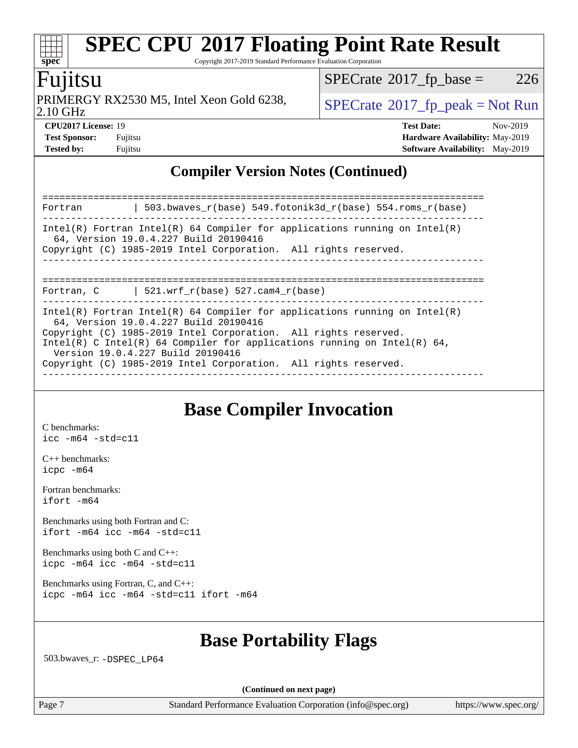## Compiler Version Notes (Continued)

```
==============================================================================
Fortran         | 503.bwaves_r(base) 549.fotonik3d_r(base) 554.roms_r(base)
------------------------------------------------------------------------------
Intel(R) Fortran Intel(R) 64 Compiler for applications running on Intel(R)
  64, Version 19.0.4.227 Build 20190416
Copyright (C) 1985-2019 Intel Corporation.  All rights reserved.
------------------------------------------------------------------------------

==============================================================================
Fortran, C      | 521.wrf_r(base) 527.cam4_r(base)
------------------------------------------------------------------------------
Intel(R) Fortran Intel(R) 64 Compiler for applications running on Intel(R)
  64, Version 19.0.4.227 Build 20190416
Copyright (C) 1985-2019 Intel Corporation.  All rights reserved.
Intel(R) C Intel(R) 64 Compiler for applications running on Intel(R) 64,
  Version 19.0.4.227 Build 20190416
Copyright (C) 1985-2019 Intel Corporation.  All rights reserved.
------------------------------------------------------------------------------
```

## Base Compiler Invocation

C benchmarks:
`icc -m64 -std=c11`

C++ benchmarks:
`icpc -m64`

Fortran benchmarks:
`ifort -m64`

Benchmarks using both Fortran and C:
`ifort -m64 icc -m64 -std=c11`

Benchmarks using both C and C++:
`icpc -m64 icc -m64 -std=c11`

Benchmarks using Fortran, C, and C++:
`icpc -m64 icc -m64 -std=c11 ifort -m64`

## Base Portability Flags

503.bwaves_r: `-DSPEC_LP64`

**(Continued on next page)**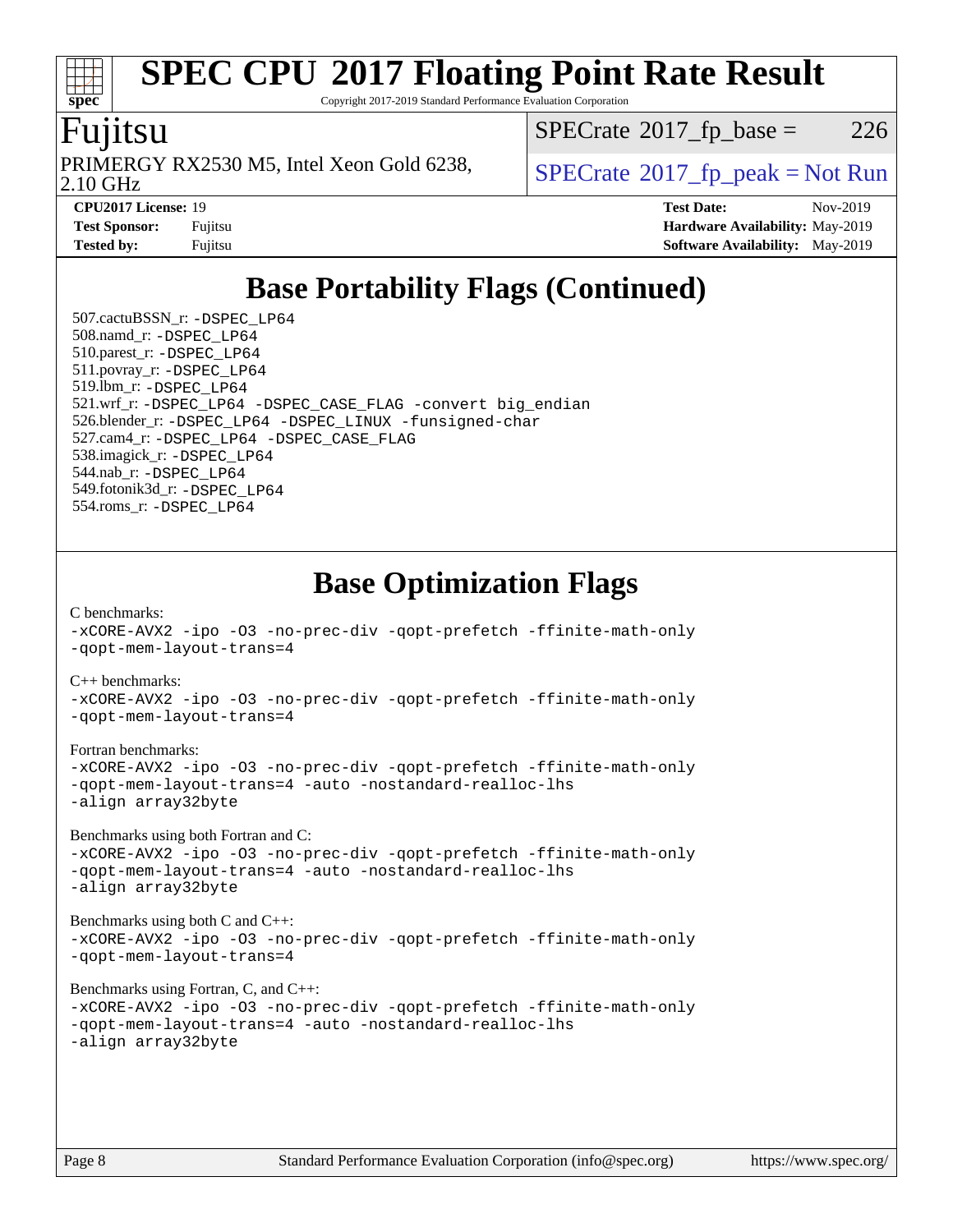# Base Portability Flags (Continued)

507.cactuBSSN_r: -DSPEC_LP64
508.namd_r: -DSPEC_LP64
510.parest_r: -DSPEC_LP64
511.povray_r: -DSPEC_LP64
519.lbm_r: -DSPEC_LP64
521.wrf_r: -DSPEC_LP64 -DSPEC_CASE_FLAG -convert big_endian
526.blender_r: -DSPEC_LP64 -DSPEC_LINUX -funsigned-char
527.cam4_r: -DSPEC_LP64 -DSPEC_CASE_FLAG
538.imagick_r: -DSPEC_LP64
544.nab_r: -DSPEC_LP64
549.fotonik3d_r: -DSPEC_LP64
554.roms_r: -DSPEC_LP64

# Base Optimization Flags

C benchmarks:
-xCORE-AVX2 -ipo -O3 -no-prec-div -qopt-prefetch -ffinite-math-only -qopt-mem-layout-trans=4

C++ benchmarks:
-xCORE-AVX2 -ipo -O3 -no-prec-div -qopt-prefetch -ffinite-math-only -qopt-mem-layout-trans=4

Fortran benchmarks:
-xCORE-AVX2 -ipo -O3 -no-prec-div -qopt-prefetch -ffinite-math-only -qopt-mem-layout-trans=4 -auto -nostandard-realloc-lhs -align array32byte

Benchmarks using both Fortran and C:
-xCORE-AVX2 -ipo -O3 -no-prec-div -qopt-prefetch -ffinite-math-only -qopt-mem-layout-trans=4 -auto -nostandard-realloc-lhs -align array32byte

Benchmarks using both C and C++:
-xCORE-AVX2 -ipo -O3 -no-prec-div -qopt-prefetch -ffinite-math-only -qopt-mem-layout-trans=4

Benchmarks using Fortran, C, and C++:
-xCORE-AVX2 -ipo -O3 -no-prec-div -qopt-prefetch -ffinite-math-only -qopt-mem-layout-trans=4 -auto -nostandard-realloc-lhs -align array32byte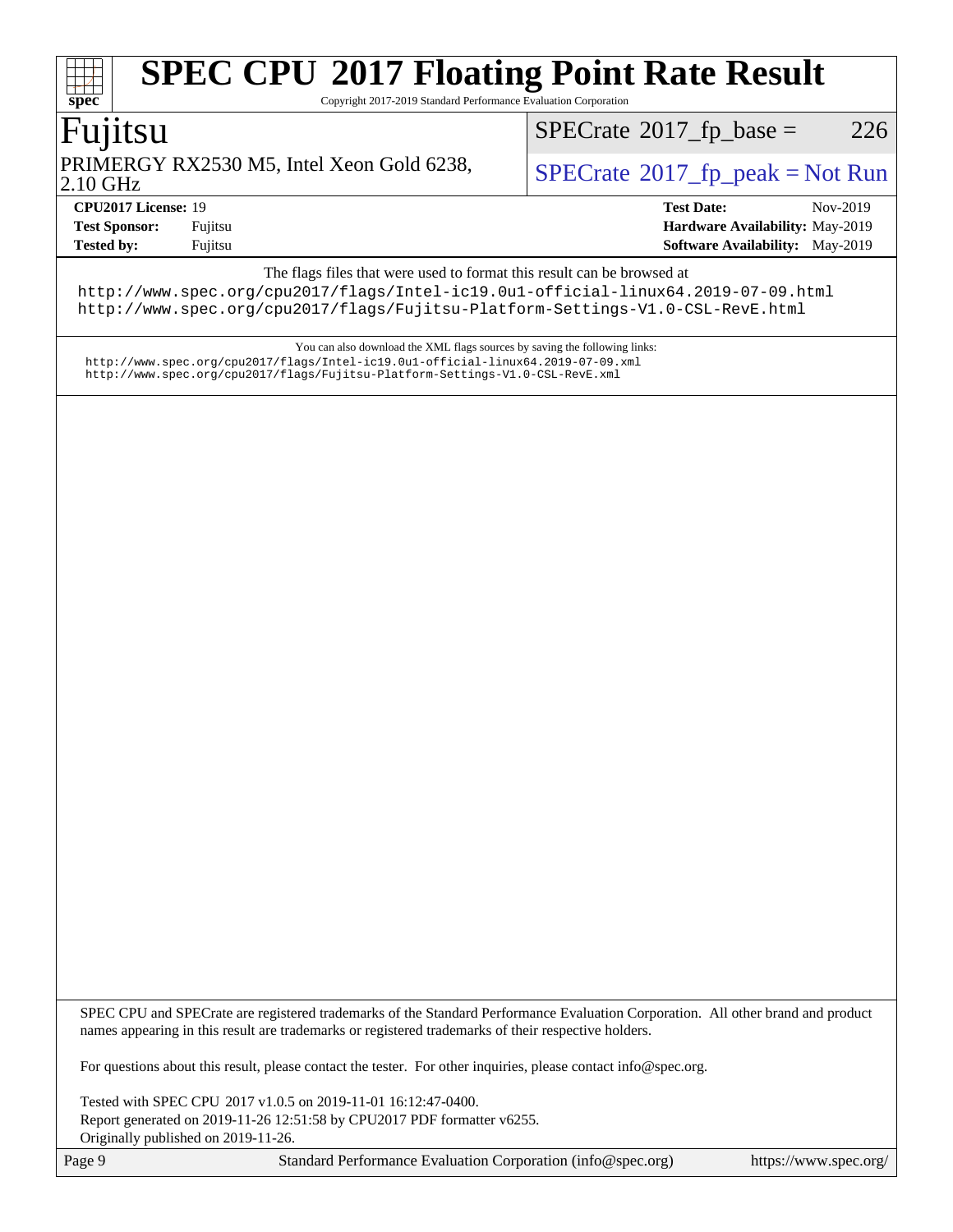The flags files that were used to format this result can be browsed at

http://www.spec.org/cpu2017/flags/Intel-ic19.0u1-official-linux64.2019-07-09.html
http://www.spec.org/cpu2017/flags/Fujitsu-Platform-Settings-V1.0-CSL-RevE.html

You can also download the XML flags sources by saving the following links:

http://www.spec.org/cpu2017/flags/Intel-ic19.0u1-official-linux64.2019-07-09.xml
http://www.spec.org/cpu2017/flags/Fujitsu-Platform-Settings-V1.0-CSL-RevE.xml

SPEC CPU and SPECrate are registered trademarks of the Standard Performance Evaluation Corporation. All other brand and product names appearing in this result are trademarks or registered trademarks of their respective holders.

For questions about this result, please contact the tester. For other inquiries, please contact info@spec.org.

Tested with SPEC CPU 2017 v1.0.5 on 2019-11-01 16:12:47-0400.
Report generated on 2019-11-26 12:51:58 by CPU2017 PDF formatter v6255.
Originally published on 2019-11-26.